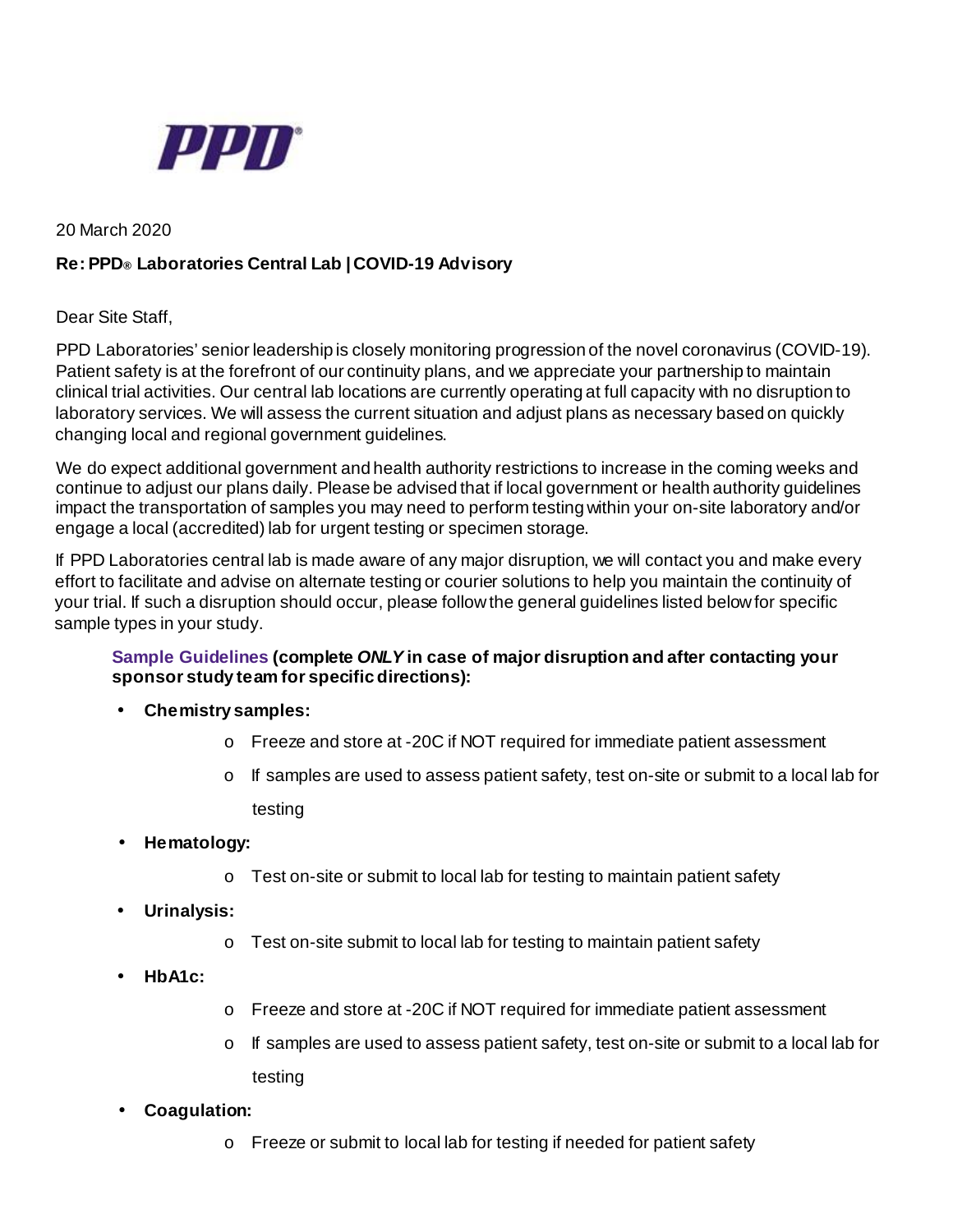PPD®

20 March 2020

**Re: PPD® Laboratories Central Lab | COVID-19 Advisory**

Dear Site Staff,

PPD Laboratories' senior leadership is closely monitoring progression of the novel coronavirus (COVID-19). Patient safety is at the forefront of our continuity plans, and we appreciate your partnership to maintain clinical trial activities. Our central lab locations are currently operating at full capacity with no disruption to laboratory services. We will assess the current situation and adjust plans as necessary based on quickly changing local and regional government guidelines.

We do expect additional government and health authority restrictions to increase in the coming weeks and continue to adjust our plans daily. Please be advised that if local government or health authority guidelines impact the transportation of samples you may need to perform testing within your on-site laboratory and/or engage a local (accredited) lab for urgent testing or specimen storage.

If PPD Laboratories central lab is made aware of any major disruption, we will contact you and make every effort to facilitate and advise on alternate testing or courier solutions to help you maintain the continuity of your trial. If such a disruption should occur, please follow the general guidelines listed below for specific sample types in your study.

**Sample Guidelines (complete *ONLY* in case of major disruption and after contacting your sponsor study team for specific directions):**

- **Chemistry samples:**
  - Freeze and store at -20C if NOT required for immediate patient assessment
  - If samples are used to assess patient safety, test on-site or submit to a local lab for testing
- **Hematology:**
  - Test on-site or submit to local lab for testing to maintain patient safety
- **Urinalysis:**
  - Test on-site submit to local lab for testing to maintain patient safety
- **HbA1c:**
  - Freeze and store at -20C if NOT required for immediate patient assessment
  - If samples are used to assess patient safety, test on-site or submit to a local lab for testing
- **Coagulation:**
  - Freeze or submit to local lab for testing if needed for patient safety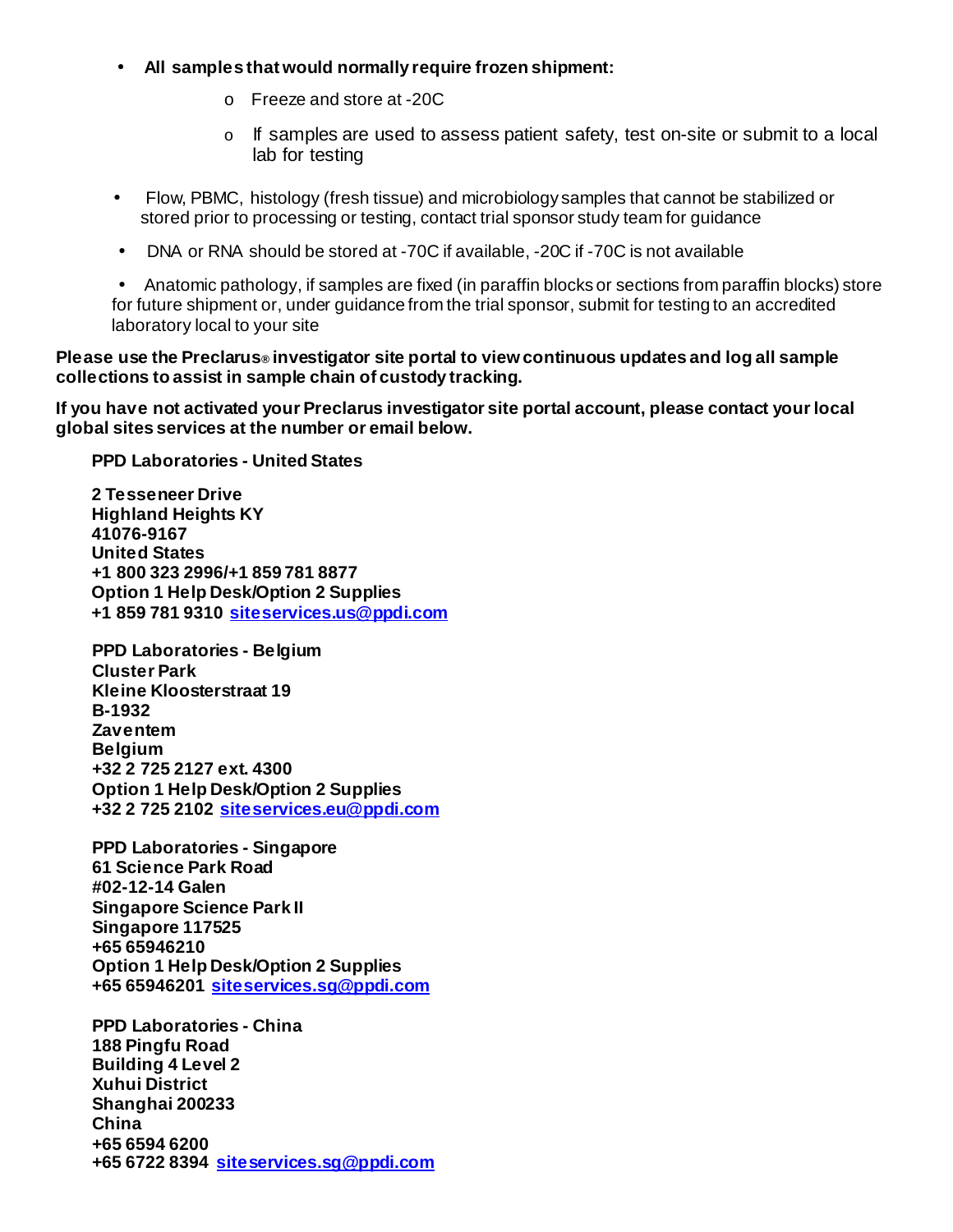- **All samples that would normally require frozen shipment:**
  - Freeze and store at -20C
  - If samples are used to assess patient safety, test on-site or submit to a local lab for testing
- Flow, PBMC, histology (fresh tissue) and microbiology samples that cannot be stabilized or stored prior to processing or testing, contact trial sponsor study team for guidance
- DNA or RNA should be stored at -70C if available, -20C if -70C is not available
- Anatomic pathology, if samples are fixed (in paraffin blocks or sections from paraffin blocks) store for future shipment or, under guidance from the trial sponsor, submit for testing to an accredited laboratory local to your site

**Please use the Preclarus® investigator site portal to view continuous updates and log all sample collections to assist in sample chain of custody tracking.**

**If you have not activated your Preclarus investigator site portal account, please contact your local global sites services at the number or email below.**

**PPD Laboratories - United States**

**2 Tesseneer Drive**
**Highland Heights KY**
**41076-9167**
**United States**
**+1 800 323 2996/+1 859 781 8877**
**Option 1 Help Desk/Option 2 Supplies**
**+1 859 781 9310 siteservices.us@ppdi.com**

**PPD Laboratories - Belgium**
**Cluster Park**
**Kleine Kloosterstraat 19**
**B-1932**
**Zaventem**
**Belgium**
**+32 2 725 2127 ext. 4300**
**Option 1 Help Desk/Option 2 Supplies**
**+32 2 725 2102 siteservices.eu@ppdi.com**

**PPD Laboratories - Singapore**
**61 Science Park Road**
**#02-12-14 Galen**
**Singapore Science Park II**
**Singapore 117525**
**+65 65946210**
**Option 1 Help Desk/Option 2 Supplies**
**+65 65946201 siteservices.sg@ppdi.com**

**PPD Laboratories - China**
**188 Pingfu Road**
**Building 4 Level 2**
**Xuhui District**
**Shanghai 200233**
**China**
**+65 6594 6200**
**+65 6722 8394 siteservices.sg@ppdi.com**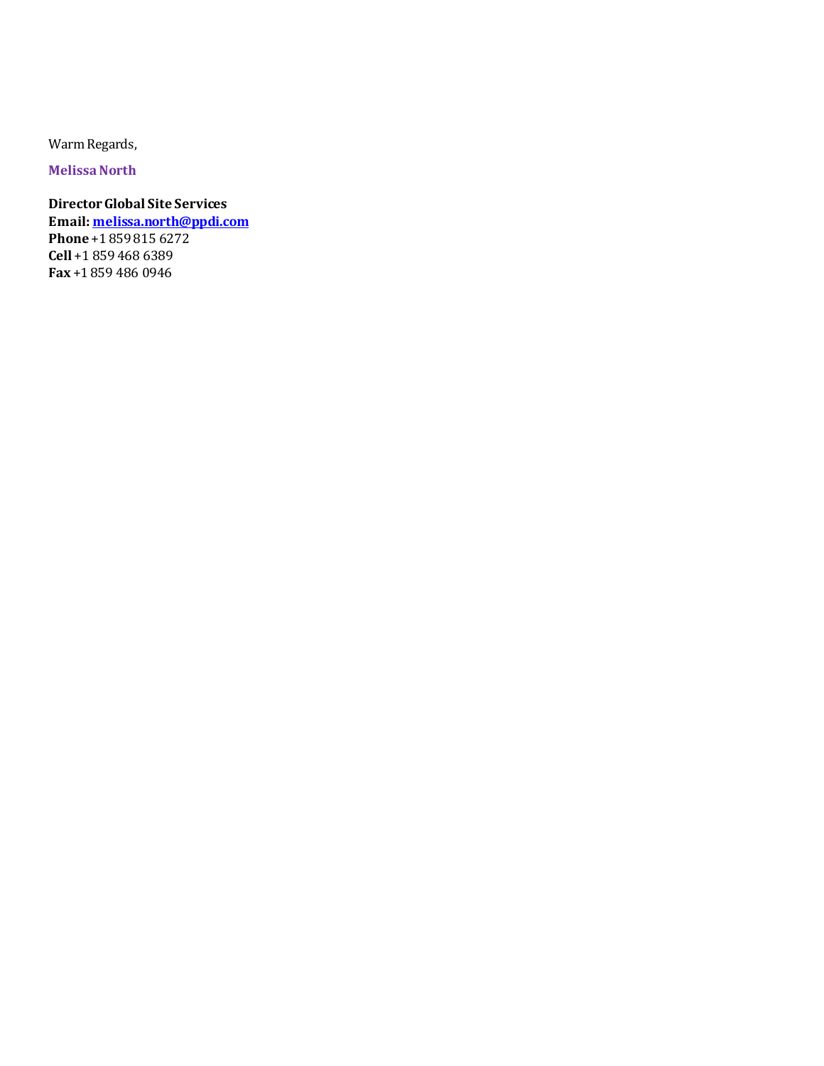Warm Regards,

**Melissa North**

**Director Global Site Services**  
**Email:** [melissa.north@ppdi.com](mailto:melissa.north@ppdi.com)  
**Phone** +1 859 815 6272  
**Cell** +1 859 468 6389  
**Fax** +1 859 486 0946